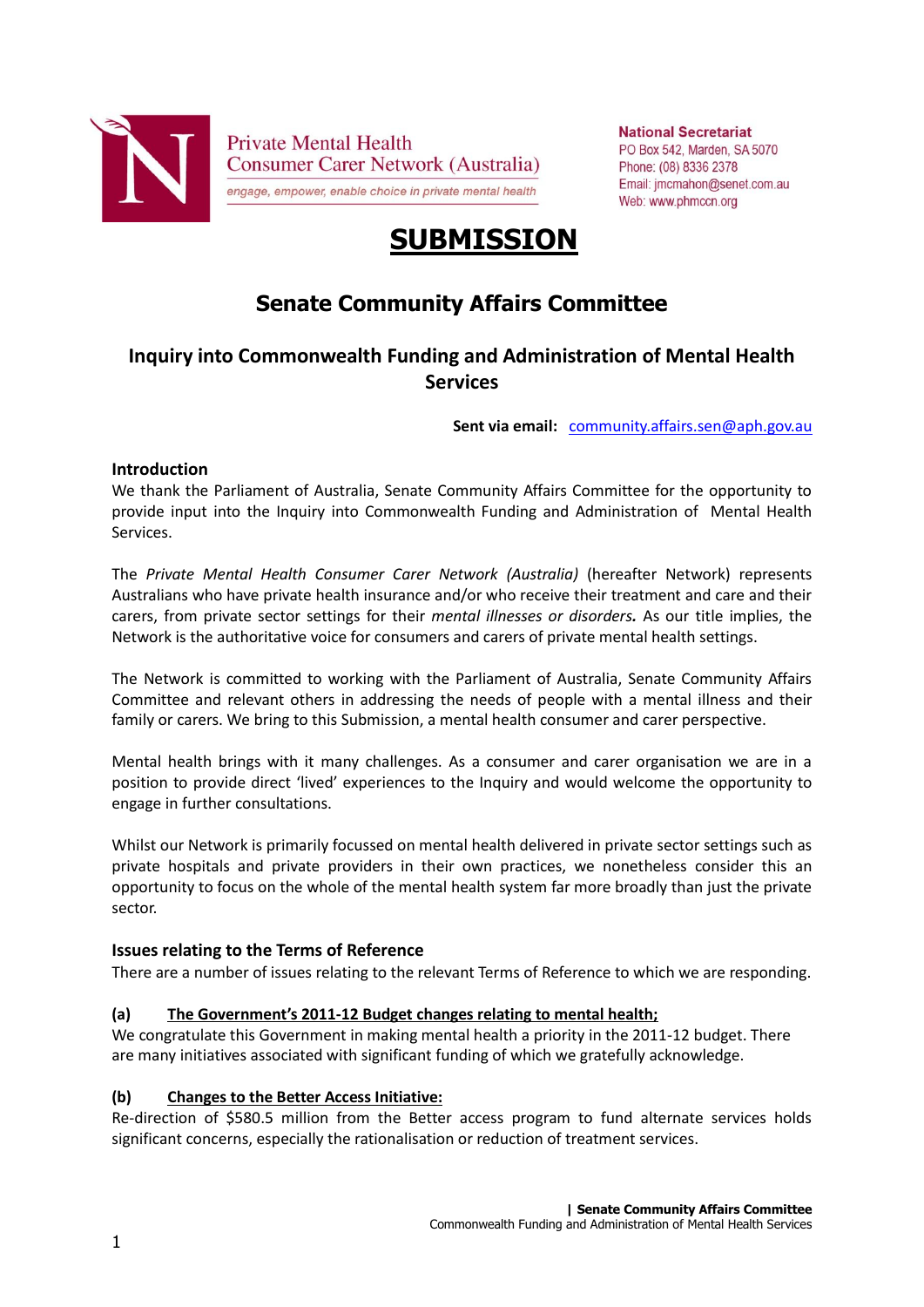Private Mental Health Consumer Carer Network (Australia)

engage, empower, enable choice in private mental health

**National Secretariat**
PO Box 542, Marden, SA 5070
Phone: (08) 8336 2378
Email: jmcmahon@senet.com.au
Web: www.phmccn.org

# SUBMISSION

## Senate Community Affairs Committee

### Inquiry into Commonwealth Funding and Administration of Mental Health Services

**Sent via email:** community.affairs.sen@aph.gov.au

#### Introduction

We thank the Parliament of Australia, Senate Community Affairs Committee for the opportunity to provide input into the Inquiry into Commonwealth Funding and Administration of Mental Health Services.

The *Private Mental Health Consumer Carer Network (Australia)* (hereafter Network) represents Australians who have private health insurance and/or who receive their treatment and care and their carers, from private sector settings for their ***mental illnesses or disorders.*** As our title implies, the Network is the authoritative voice for consumers and carers of private mental health settings.

The Network is committed to working with the Parliament of Australia, Senate Community Affairs Committee and relevant others in addressing the needs of people with a mental illness and their family or carers. We bring to this Submission, a mental health consumer and carer perspective.

Mental health brings with it many challenges. As a consumer and carer organisation we are in a position to provide direct 'lived' experiences to the Inquiry and would welcome the opportunity to engage in further consultations.

Whilst our Network is primarily focussed on mental health delivered in private sector settings such as private hospitals and private providers in their own practices, we nonetheless consider this an opportunity to focus on the whole of the mental health system far more broadly than just the private sector.

#### Issues relating to the Terms of Reference

There are a number of issues relating to the relevant Terms of Reference to which we are responding.

**(a) The Government's 2011-12 Budget changes relating to mental health;**

We congratulate this Government in making mental health a priority in the 2011-12 budget. There are many initiatives associated with significant funding of which we gratefully acknowledge.

**(b) Changes to the Better Access Initiative:**

Re-direction of $580.5 million from the Better access program to fund alternate services holds significant concerns, especially the rationalisation or reduction of treatment services.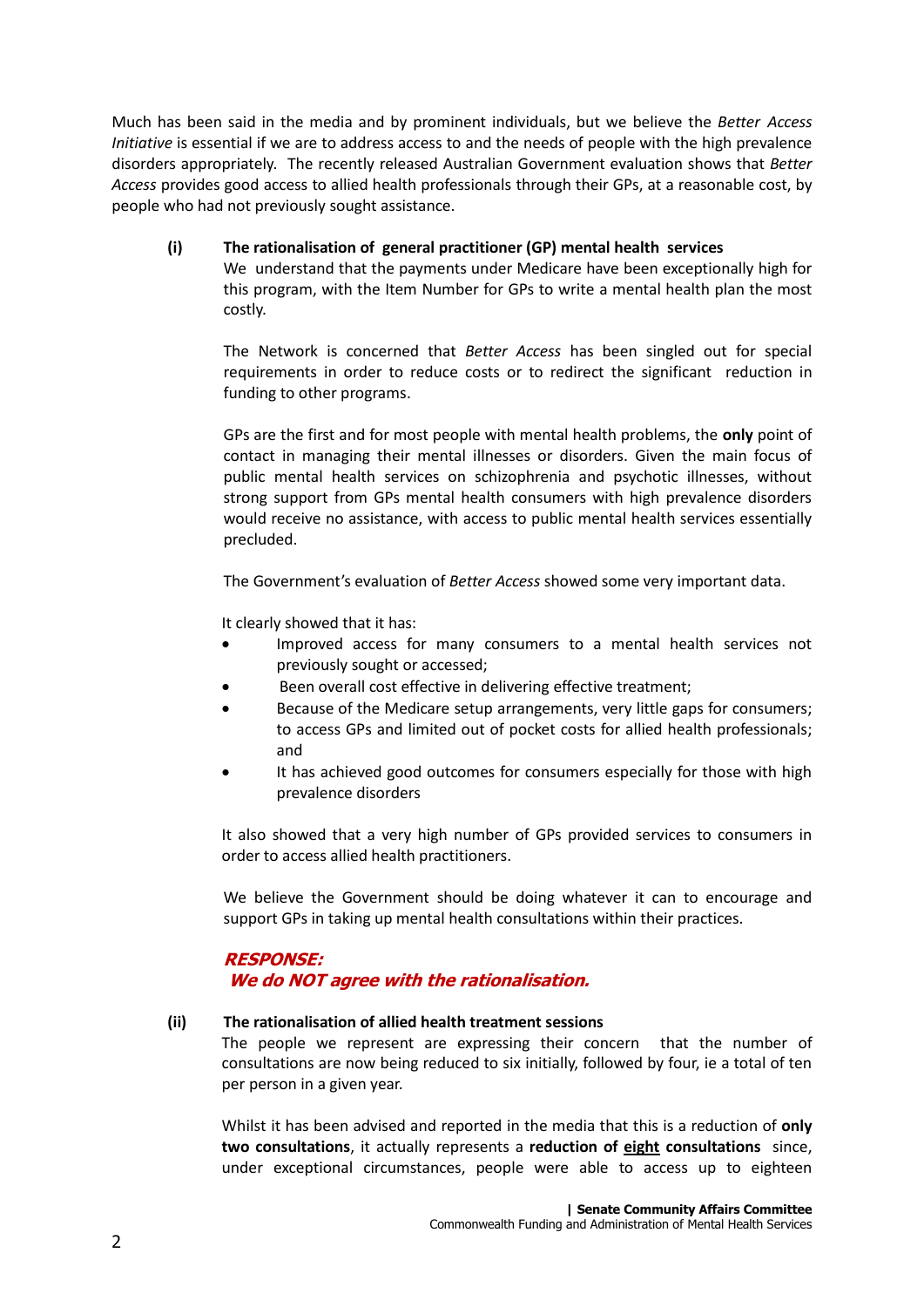Much has been said in the media and by prominent individuals, but we believe the *Better Access Initiative* is essential if we are to address access to and the needs of people with the high prevalence disorders appropriately. The recently released Australian Government evaluation shows that *Better Access* provides good access to allied health professionals through their GPs, at a reasonable cost, by people who had not previously sought assistance.

**(i) The rationalisation of general practitioner (GP) mental health services**

We understand that the payments under Medicare have been exceptionally high for this program, with the Item Number for GPs to write a mental health plan the most costly.

The Network is concerned that *Better Access* has been singled out for special requirements in order to reduce costs or to redirect the significant reduction in funding to other programs.

GPs are the first and for most people with mental health problems, the **only** point of contact in managing their mental illnesses or disorders. Given the main focus of public mental health services on schizophrenia and psychotic illnesses, without strong support from GPs mental health consumers with high prevalence disorders would receive no assistance, with access to public mental health services essentially precluded.

The Government's evaluation of *Better Access* showed some very important data.

It clearly showed that it has:

- Improved access for many consumers to a mental health services not previously sought or accessed;
- Been overall cost effective in delivering effective treatment;
- Because of the Medicare setup arrangements, very little gaps for consumers; to access GPs and limited out of pocket costs for allied health professionals; and
- It has achieved good outcomes for consumers especially for those with high prevalence disorders

It also showed that a very high number of GPs provided services to consumers in order to access allied health practitioners.

We believe the Government should be doing whatever it can to encourage and support GPs in taking up mental health consultations within their practices.

***RESPONSE:***
***We do NOT agree with the rationalisation.***

**(ii) The rationalisation of allied health treatment sessions**

The people we represent are expressing their concern that the number of consultations are now being reduced to six initially, followed by four, ie a total of ten per person in a given year.

Whilst it has been advised and reported in the media that this is a reduction of **only two consultations**, it actually represents a **reduction of <u>eight</u> consultations** since, under exceptional circumstances, people were able to access up to eighteen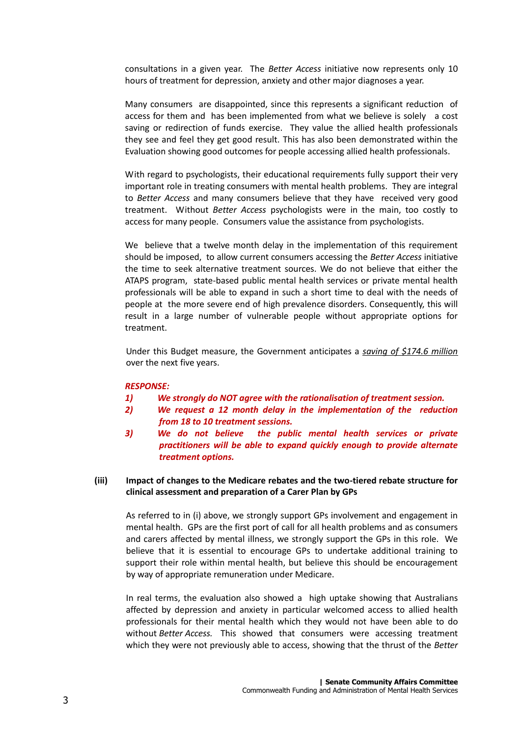consultations in a given year. The *Better Access* initiative now represents only 10 hours of treatment for depression, anxiety and other major diagnoses a year.

Many consumers are disappointed, since this represents a significant reduction of access for them and has been implemented from what we believe is solely a cost saving or redirection of funds exercise. They value the allied health professionals they see and feel they get good result. This has also been demonstrated within the Evaluation showing good outcomes for people accessing allied health professionals.

With regard to psychologists, their educational requirements fully support their very important role in treating consumers with mental health problems. They are integral to *Better Access* and many consumers believe that they have received very good treatment. Without *Better Access* psychologists were in the main, too costly to access for many people. Consumers value the assistance from psychologists.

We believe that a twelve month delay in the implementation of this requirement should be imposed, to allow current consumers accessing the *Better Access* initiative the time to seek alternative treatment sources. We do not believe that either the ATAPS program, state-based public mental health services or private mental health professionals will be able to expand in such a short time to deal with the needs of people at the more severe end of high prevalence disorders. Consequently, this will result in a large number of vulnerable people without appropriate options for treatment.

Under this Budget measure, the Government anticipates a *saving of $174.6 million* over the next five years.

***RESPONSE:***

1) ***We strongly do NOT agree with the rationalisation of treatment session.***
2) ***We request a 12 month delay in the implementation of the reduction from 18 to 10 treatment sessions.***
3) ***We do not believe the public mental health services or private practitioners will be able to expand quickly enough to provide alternate treatment options.***

**(iii) Impact of changes to the Medicare rebates and the two-tiered rebate structure for clinical assessment and preparation of a Carer Plan by GPs**

As referred to in (i) above, we strongly support GPs involvement and engagement in mental health. GPs are the first port of call for all health problems and as consumers and carers affected by mental illness, we strongly support the GPs in this role. We believe that it is essential to encourage GPs to undertake additional training to support their role within mental health, but believe this should be encouragement by way of appropriate remuneration under Medicare.

In real terms, the evaluation also showed a high uptake showing that Australians affected by depression and anxiety in particular welcomed access to allied health professionals for their mental health which they would not have been able to do without *Better Access.* This showed that consumers were accessing treatment which they were not previously able to access, showing that the thrust of the *Better*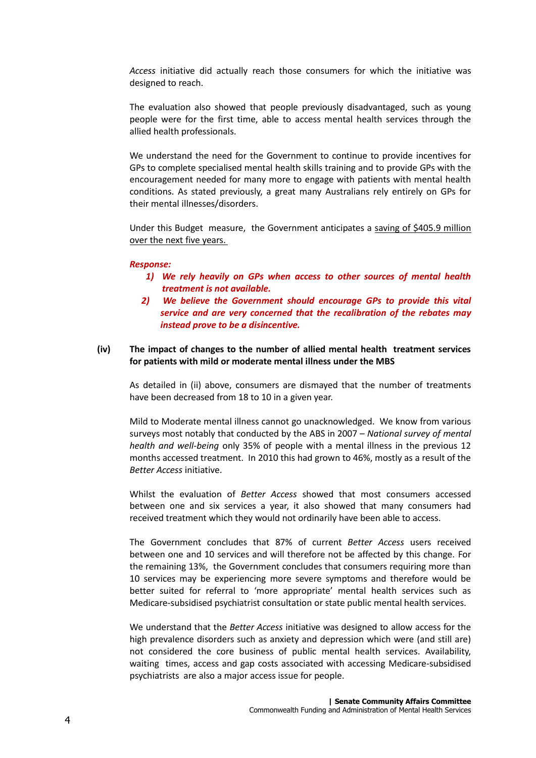*Access* initiative did actually reach those consumers for which the initiative was designed to reach.

The evaluation also showed that people previously disadvantaged, such as young people were for the first time, able to access mental health services through the allied health professionals.

We understand the need for the Government to continue to provide incentives for GPs to complete specialised mental health skills training and to provide GPs with the encouragement needed for many more to engage with patients with mental health conditions. As stated previously, a great many Australians rely entirely on GPs for their mental illnesses/disorders.

Under this Budget measure, the Government anticipates a saving of $405.9 million over the next five years.

***Response:***

1) ***We rely heavily on GPs when access to other sources of mental health treatment is not available.***
2) ***We believe the Government should encourage GPs to provide this vital service and are very concerned that the recalibration of the rebates may instead prove to be a disincentive.***

**(iv) The impact of changes to the number of allied mental health treatment services for patients with mild or moderate mental illness under the MBS**

As detailed in (ii) above, consumers are dismayed that the number of treatments have been decreased from 18 to 10 in a given year.

Mild to Moderate mental illness cannot go unacknowledged. We know from various surveys most notably that conducted by the ABS in 2007 – *National survey of mental health and well-being* only 35% of people with a mental illness in the previous 12 months accessed treatment. In 2010 this had grown to 46%, mostly as a result of the *Better Access* initiative.

Whilst the evaluation of *Better Access* showed that most consumers accessed between one and six services a year, it also showed that many consumers had received treatment which they would not ordinarily have been able to access.

The Government concludes that 87% of current *Better Access* users received between one and 10 services and will therefore not be affected by this change. For the remaining 13%, the Government concludes that consumers requiring more than 10 services may be experiencing more severe symptoms and therefore would be better suited for referral to 'more appropriate' mental health services such as Medicare-subsidised psychiatrist consultation or state public mental health services.

We understand that the *Better Access* initiative was designed to allow access for the high prevalence disorders such as anxiety and depression which were (and still are) not considered the core business of public mental health services. Availability, waiting times, access and gap costs associated with accessing Medicare-subsidised psychiatrists are also a major access issue for people.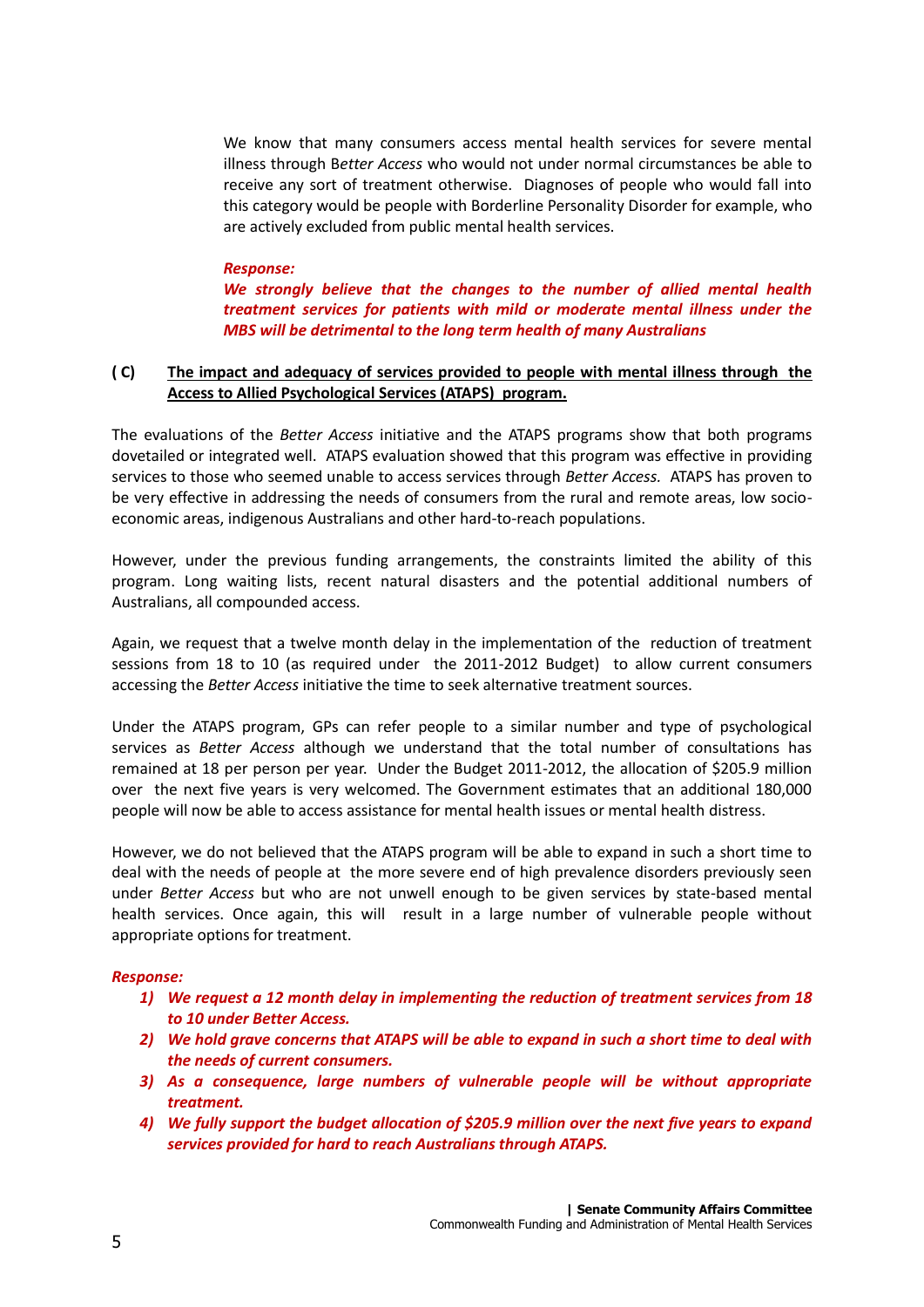We know that many consumers access mental health services for severe mental illness through B*etter Access* who would not under normal circumstances be able to receive any sort of treatment otherwise. Diagnoses of people who would fall into this category would be people with Borderline Personality Disorder for example, who are actively excluded from public mental health services.

***Response:***
***We strongly believe that the changes to the number of allied mental health treatment services for patients with mild or moderate mental illness under the MBS will be detrimental to the long term health of many Australians***

## ( C ) The impact and adequacy of services provided to people with mental illness through the Access to Allied Psychological Services (ATAPS) program.

The evaluations of the *Better Access* initiative and the ATAPS programs show that both programs dovetailed or integrated well. ATAPS evaluation showed that this program was effective in providing services to those who seemed unable to access services through *Better Access.* ATAPS has proven to be very effective in addressing the needs of consumers from the rural and remote areas, low socio-economic areas, indigenous Australians and other hard-to-reach populations.

However, under the previous funding arrangements, the constraints limited the ability of this program. Long waiting lists, recent natural disasters and the potential additional numbers of Australians, all compounded access.

Again, we request that a twelve month delay in the implementation of the reduction of treatment sessions from 18 to 10 (as required under the 2011-2012 Budget) to allow current consumers accessing the *Better Access* initiative the time to seek alternative treatment sources.

Under the ATAPS program, GPs can refer people to a similar number and type of psychological services as *Better Access* although we understand that the total number of consultations has remained at 18 per person per year. Under the Budget 2011-2012, the allocation of $205.9 million over the next five years is very welcomed. The Government estimates that an additional 180,000 people will now be able to access assistance for mental health issues or mental health distress.

However, we do not believed that the ATAPS program will be able to expand in such a short time to deal with the needs of people at the more severe end of high prevalence disorders previously seen under *Better Access* but who are not unwell enough to be given services by state-based mental health services. Once again, this will result in a large number of vulnerable people without appropriate options for treatment.

***Response:***

1) ***We request a 12 month delay in implementing the reduction of treatment services from 18 to 10 under Better Access.***
2) ***We hold grave concerns that ATAPS will be able to expand in such a short time to deal with the needs of current consumers.***
3) ***As a consequence, large numbers of vulnerable people will be without appropriate treatment.***
4) ***We fully support the budget allocation of $205.9 million over the next five years to expand services provided for hard to reach Australians through ATAPS.***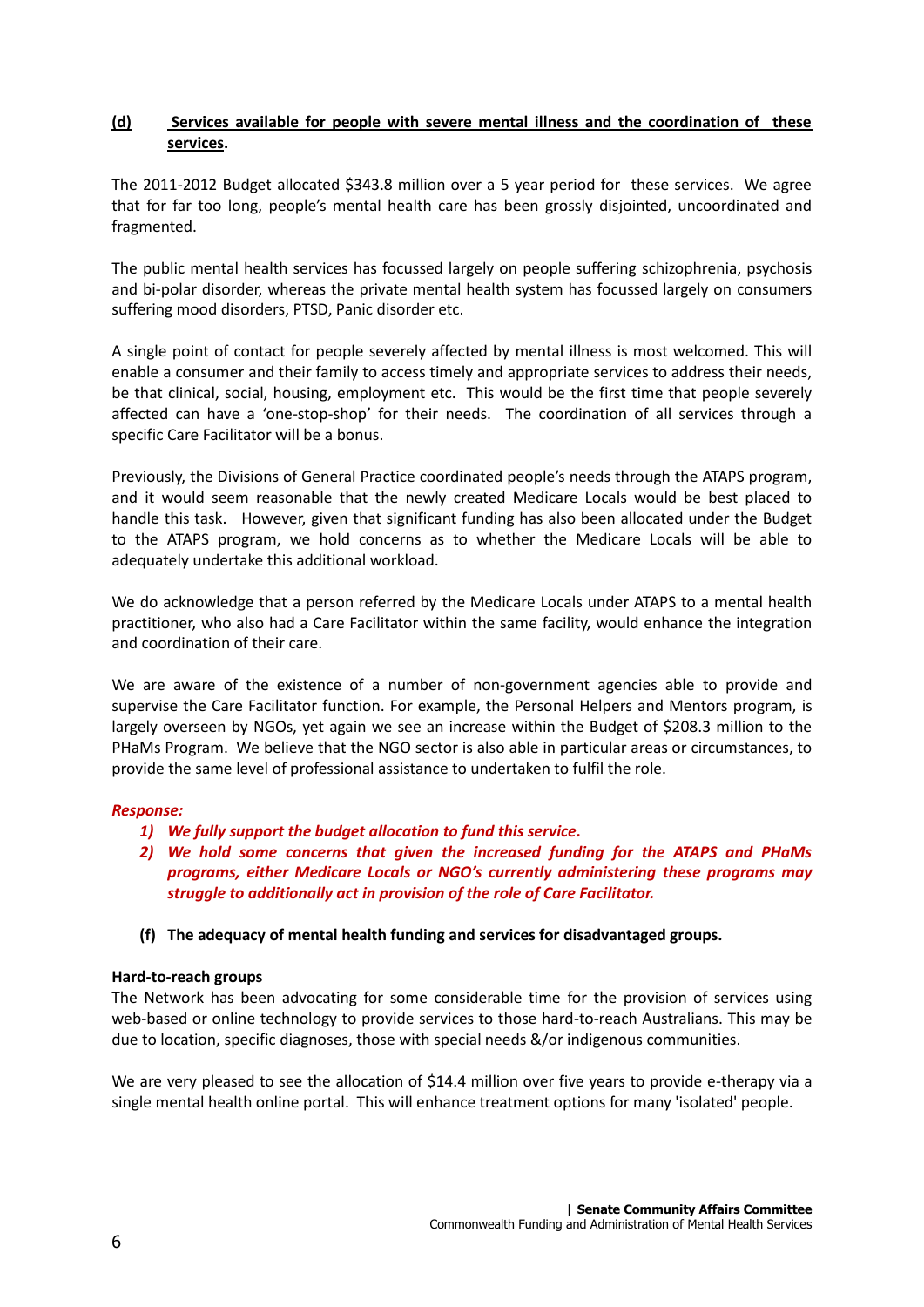## (d) Services available for people with severe mental illness and the coordination of these services.

The 2011-2012 Budget allocated \$343.8 million over a 5 year period for these services. We agree that for far too long, people's mental health care has been grossly disjointed, uncoordinated and fragmented.

The public mental health services has focussed largely on people suffering schizophrenia, psychosis and bi-polar disorder, whereas the private mental health system has focussed largely on consumers suffering mood disorders, PTSD, Panic disorder etc.

A single point of contact for people severely affected by mental illness is most welcomed. This will enable a consumer and their family to access timely and appropriate services to address their needs, be that clinical, social, housing, employment etc. This would be the first time that people severely affected can have a 'one-stop-shop' for their needs. The coordination of all services through a specific Care Facilitator will be a bonus.

Previously, the Divisions of General Practice coordinated people's needs through the ATAPS program, and it would seem reasonable that the newly created Medicare Locals would be best placed to handle this task. However, given that significant funding has also been allocated under the Budget to the ATAPS program, we hold concerns as to whether the Medicare Locals will be able to adequately undertake this additional workload.

We do acknowledge that a person referred by the Medicare Locals under ATAPS to a mental health practitioner, who also had a Care Facilitator within the same facility, would enhance the integration and coordination of their care.

We are aware of the existence of a number of non-government agencies able to provide and supervise the Care Facilitator function. For example, the Personal Helpers and Mentors program, is largely overseen by NGOs, yet again we see an increase within the Budget of \$208.3 million to the PHaMs Program. We believe that the NGO sector is also able in particular areas or circumstances, to provide the same level of professional assistance to undertaken to fulfil the role.

***Response:***

1) ***We fully support the budget allocation to fund this service.***
2) ***We hold some concerns that given the increased funding for the ATAPS and PHaMs programs, either Medicare Locals or NGO's currently administering these programs may struggle to additionally act in provision of the role of Care Facilitator.***

## (f) The adequacy of mental health funding and services for disadvantaged groups.

**Hard-to-reach groups**

The Network has been advocating for some considerable time for the provision of services using web-based or online technology to provide services to those hard-to-reach Australians. This may be due to location, specific diagnoses, those with special needs &/or indigenous communities.

We are very pleased to see the allocation of \$14.4 million over five years to provide e-therapy via a single mental health online portal. This will enhance treatment options for many 'isolated' people.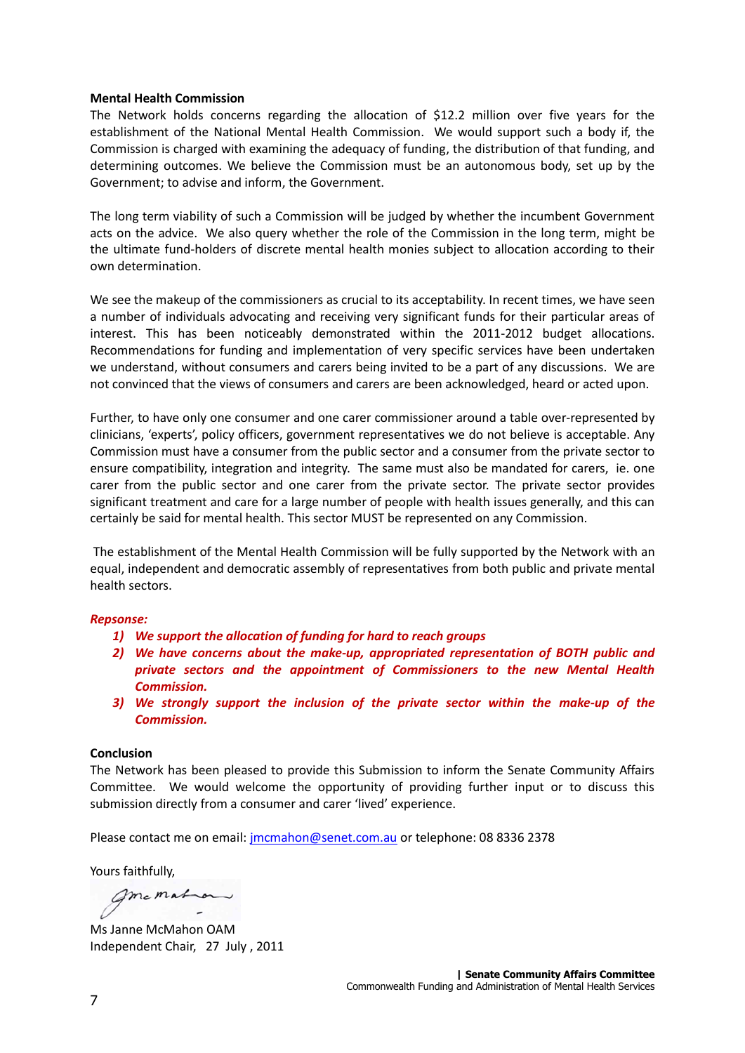**Mental Health Commission**

The Network holds concerns regarding the allocation of $12.2 million over five years for the establishment of the National Mental Health Commission. We would support such a body if, the Commission is charged with examining the adequacy of funding, the distribution of that funding, and determining outcomes. We believe the Commission must be an autonomous body, set up by the Government; to advise and inform, the Government.

The long term viability of such a Commission will be judged by whether the incumbent Government acts on the advice. We also query whether the role of the Commission in the long term, might be the ultimate fund-holders of discrete mental health monies subject to allocation according to their own determination.

We see the makeup of the commissioners as crucial to its acceptability. In recent times, we have seen a number of individuals advocating and receiving very significant funds for their particular areas of interest. This has been noticeably demonstrated within the 2011-2012 budget allocations. Recommendations for funding and implementation of very specific services have been undertaken we understand, without consumers and carers being invited to be a part of any discussions. We are not convinced that the views of consumers and carers are been acknowledged, heard or acted upon.

Further, to have only one consumer and one carer commissioner around a table over-represented by clinicians, 'experts', policy officers, government representatives we do not believe is acceptable. Any Commission must have a consumer from the public sector and a consumer from the private sector to ensure compatibility, integration and integrity. The same must also be mandated for carers, ie. one carer from the public sector and one carer from the private sector. The private sector provides significant treatment and care for a large number of people with health issues generally, and this can certainly be said for mental health. This sector MUST be represented on any Commission.

The establishment of the Mental Health Commission will be fully supported by the Network with an equal, independent and democratic assembly of representatives from both public and private mental health sectors.

***Repsonse:***

1) ***We support the allocation of funding for hard to reach groups***
2) ***We have concerns about the make-up, appropriated representation of BOTH public and private sectors and the appointment of Commissioners to the new Mental Health Commission.***
3) ***We strongly support the inclusion of the private sector within the make-up of the Commission.***

**Conclusion**

The Network has been pleased to provide this Submission to inform the Senate Community Affairs Committee. We would welcome the opportunity of providing further input or to discuss this submission directly from a consumer and carer 'lived' experience.

Please contact me on email: jmcmahon@senet.com.au or telephone: 08 8336 2378

Yours faithfully,

Ms Janne McMahon OAM
Independent Chair, 27 July , 2011